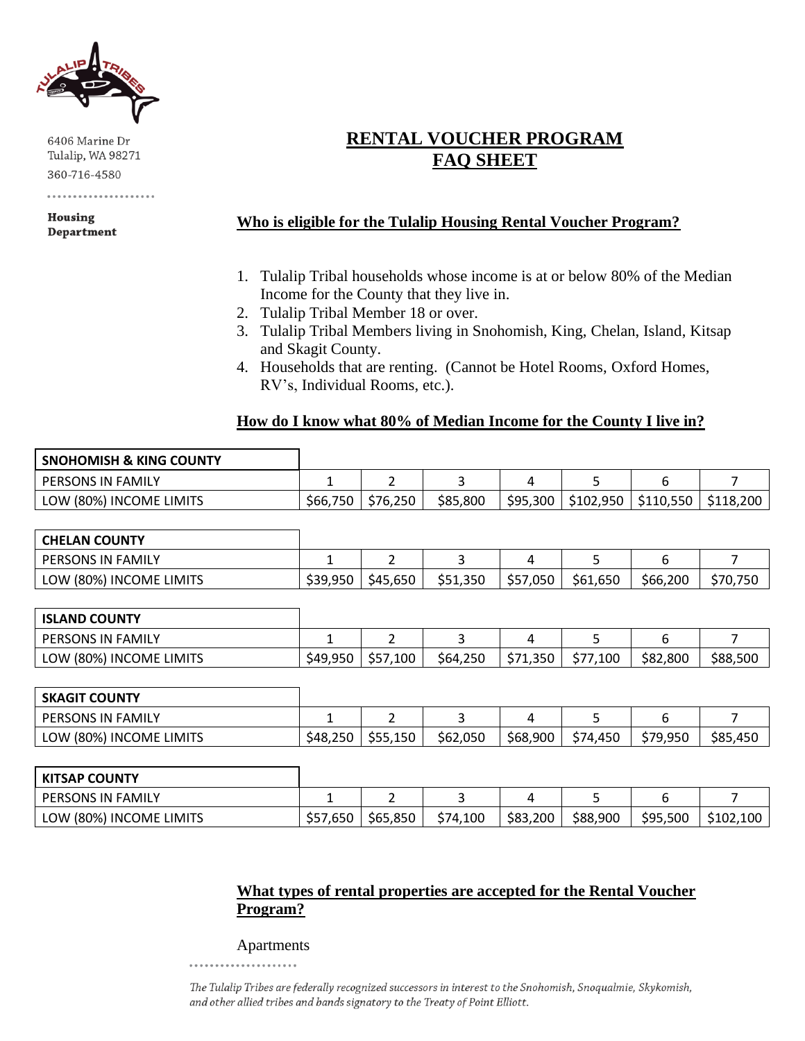6406 Marine Dr
Tulalip, WA 98271
360-716-4580

**Housing Department**

# RENTAL VOUCHER PROGRAM FAQ SHEET

## Who is eligible for the Tulalip Housing Rental Voucher Program?

1. Tulalip Tribal households whose income is at or below 80% of the Median Income for the County that they live in.
2. Tulalip Tribal Member 18 or over.
3. Tulalip Tribal Members living in Snohomish, King, Chelan, Island, Kitsap and Skagit County.
4. Households that are renting. (Cannot be Hotel Rooms, Oxford Homes, RV's, Individual Rooms, etc.).

## How do I know what 80% of Median Income for the County I live in?

| SNOHOMISH & KING COUNTY | | | | | | | |
|---|---|---|---|---|---|---|---|
| PERSONS IN FAMILY | 1 | 2 | 3 | 4 | 5 | 6 | 7 |
| LOW (80%) INCOME LIMITS | $66,750 | $76,250 | $85,800 | $95,300 | $102,950 | $110,550 | $118,200 |

| CHELAN COUNTY | | | | | | | |
|---|---|---|---|---|---|---|---|
| PERSONS IN FAMILY | 1 | 2 | 3 | 4 | 5 | 6 | 7 |
| LOW (80%) INCOME LIMITS | $39,950 | $45,650 | $51,350 | $57,050 | $61,650 | $66,200 | $70,750 |

| ISLAND COUNTY | | | | | | | |
|---|---|---|---|---|---|---|---|
| PERSONS IN FAMILY | 1 | 2 | 3 | 4 | 5 | 6 | 7 |
| LOW (80%) INCOME LIMITS | $49,950 | $57,100 | $64,250 | $71,350 | $77,100 | $82,800 | $88,500 |

| SKAGIT COUNTY | | | | | | | |
|---|---|---|---|---|---|---|---|
| PERSONS IN FAMILY | 1 | 2 | 3 | 4 | 5 | 6 | 7 |
| LOW (80%) INCOME LIMITS | $48,250 | $55,150 | $62,050 | $68,900 | $74,450 | $79,950 | $85,450 |

| KITSAP COUNTY | | | | | | | |
|---|---|---|---|---|---|---|---|
| PERSONS IN FAMILY | 1 | 2 | 3 | 4 | 5 | 6 | 7 |
| LOW (80%) INCOME LIMITS | $57,650 | $65,850 | $74,100 | $83,200 | $88,900 | $95,500 | $102,100 |

## What types of rental properties are accepted for the Rental Voucher Program?

Apartments

*The Tulalip Tribes are federally recognized successors in interest to the Snohomish, Snoqualmie, Skykomish, and other allied tribes and bands signatory to the Treaty of Point Elliott.*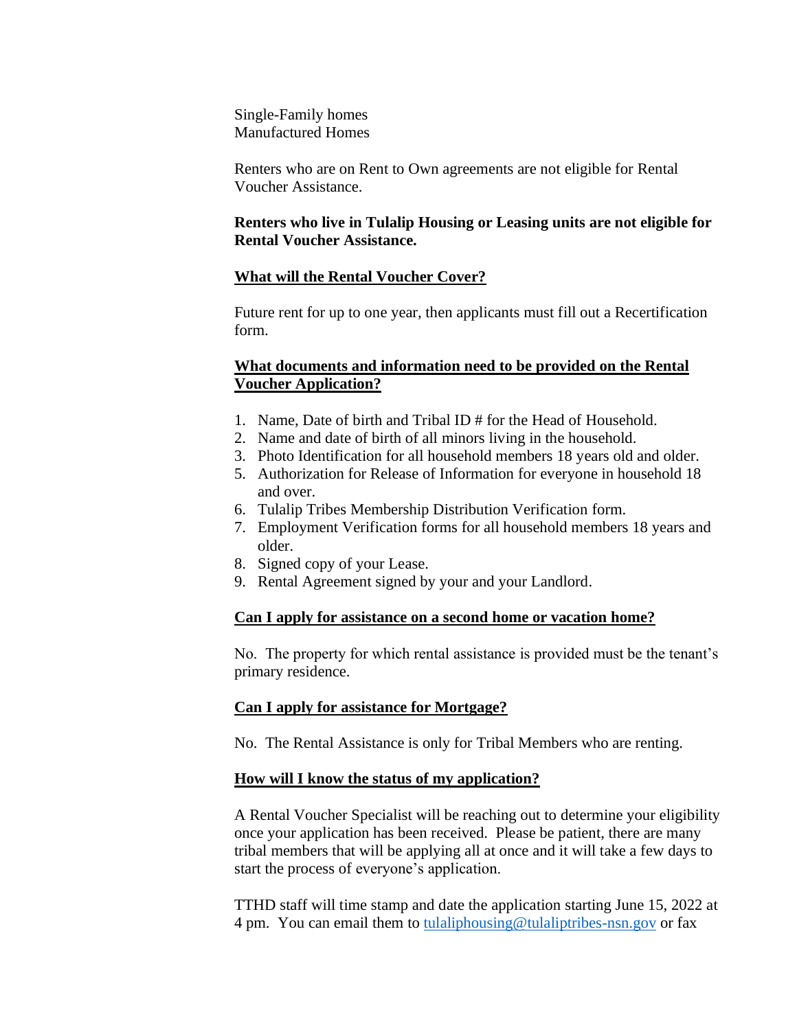Single-Family homes
Manufactured Homes

Renters who are on Rent to Own agreements are not eligible for Rental Voucher Assistance.

**Renters who live in Tulalip Housing or Leasing units are not eligible for Rental Voucher Assistance.**

**What will the Rental Voucher Cover?**

Future rent for up to one year, then applicants must fill out a Recertification form.

**What documents and information need to be provided on the Rental Voucher Application?**

1. Name, Date of birth and Tribal ID # for the Head of Household.
2. Name and date of birth of all minors living in the household.
3. Photo Identification for all household members 18 years old and older.
5. Authorization for Release of Information for everyone in household 18 and over.
6. Tulalip Tribes Membership Distribution Verification form.
7. Employment Verification forms for all household members 18 years and older.
8. Signed copy of your Lease.
9. Rental Agreement signed by your and your Landlord.

**Can I apply for assistance on a second home or vacation home?**

No. The property for which rental assistance is provided must be the tenant's primary residence.

**Can I apply for assistance for Mortgage?**

No. The Rental Assistance is only for Tribal Members who are renting.

**How will I know the status of my application?**

A Rental Voucher Specialist will be reaching out to determine your eligibility once your application has been received. Please be patient, there are many tribal members that will be applying all at once and it will take a few days to start the process of everyone's application.

TTHD staff will time stamp and date the application starting June 15, 2022 at 4 pm. You can email them to tulaliphousing@tulaliptribes-nsn.gov or fax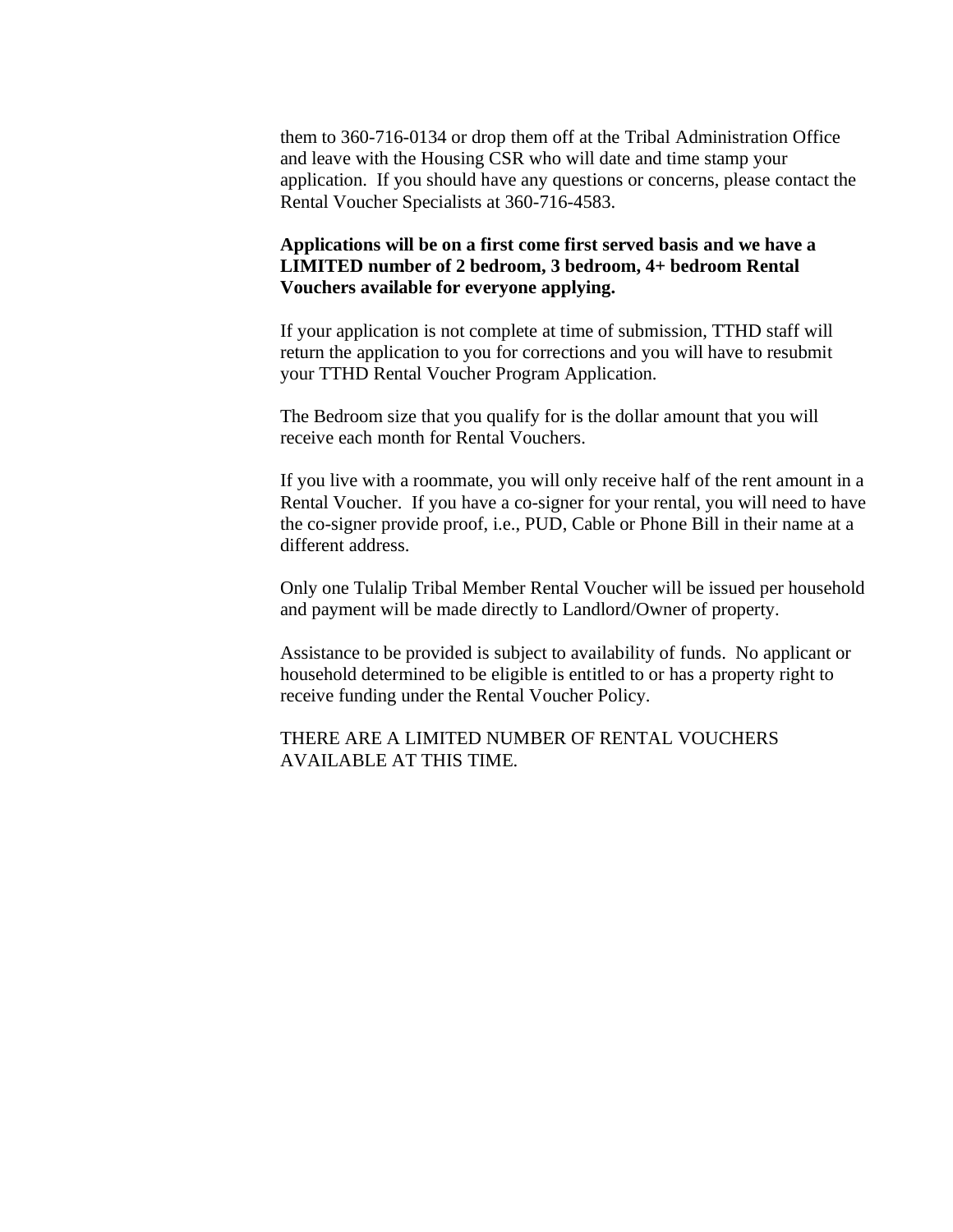them to 360-716-0134 or drop them off at the Tribal Administration Office and leave with the Housing CSR who will date and time stamp your application. If you should have any questions or concerns, please contact the Rental Voucher Specialists at 360-716-4583.

**Applications will be on a first come first served basis and we have a LIMITED number of 2 bedroom, 3 bedroom, 4+ bedroom Rental Vouchers available for everyone applying.**

If your application is not complete at time of submission, TTHD staff will return the application to you for corrections and you will have to resubmit your TTHD Rental Voucher Program Application.

The Bedroom size that you qualify for is the dollar amount that you will receive each month for Rental Vouchers.

If you live with a roommate, you will only receive half of the rent amount in a Rental Voucher. If you have a co-signer for your rental, you will need to have the co-signer provide proof, i.e., PUD, Cable or Phone Bill in their name at a different address.

Only one Tulalip Tribal Member Rental Voucher will be issued per household and payment will be made directly to Landlord/Owner of property.

Assistance to be provided is subject to availability of funds. No applicant or household determined to be eligible is entitled to or has a property right to receive funding under the Rental Voucher Policy.

THERE ARE A LIMITED NUMBER OF RENTAL VOUCHERS AVAILABLE AT THIS TIME.